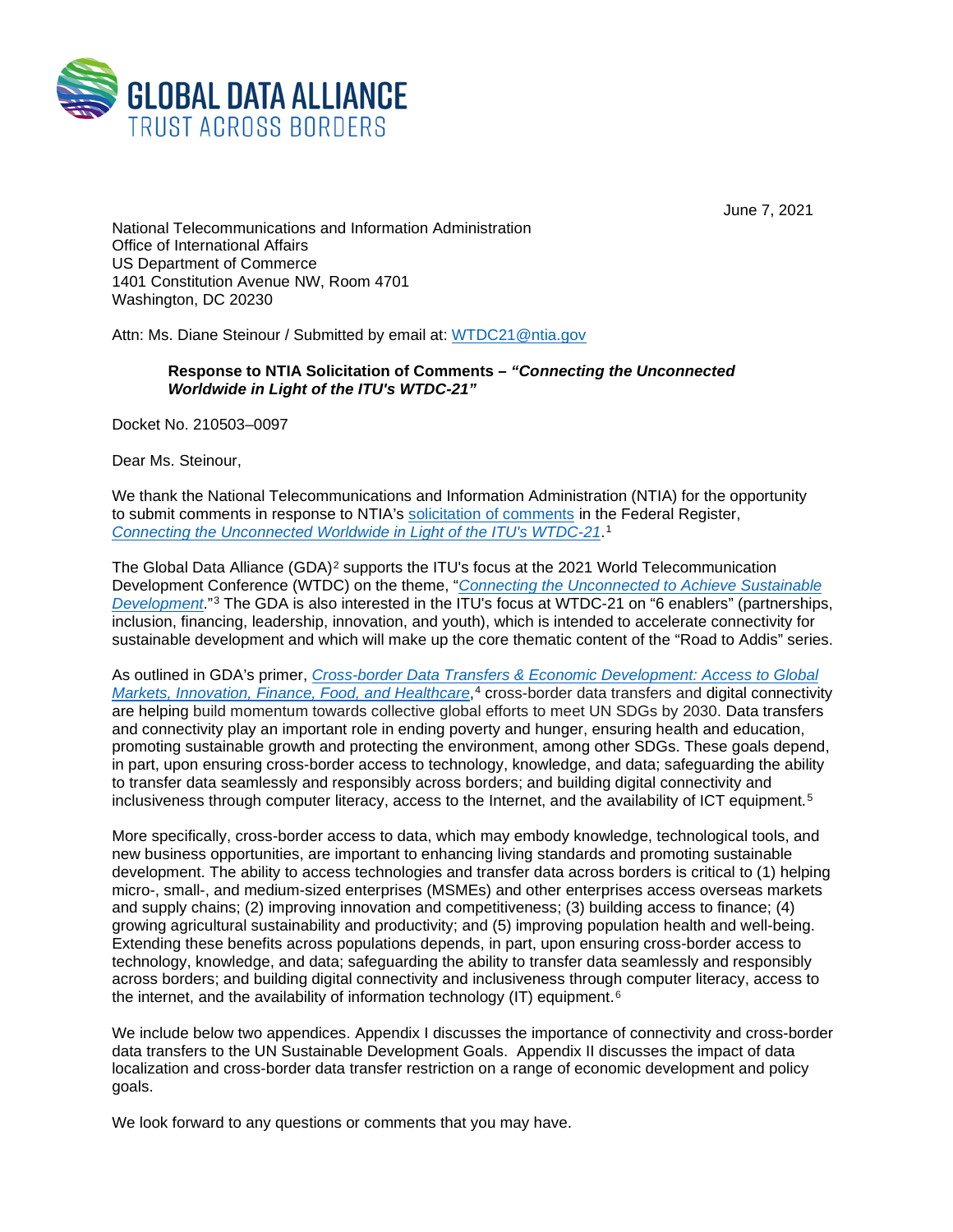GLOBAL DATA ALLIANCE
TRUST ACROSS BORDERS

June 7, 2021

National Telecommunications and Information Administration
Office of International Affairs
US Department of Commerce
1401 Constitution Avenue NW, Room 4701
Washington, DC 20230

Attn: Ms. Diane Steinour / Submitted by email at: WTDC21@ntia.gov

**Response to NTIA Solicitation of Comments – *"Connecting the Unconnected Worldwide in Light of the ITU's WTDC-21"***

Docket No. 210503–0097

Dear Ms. Steinour,

We thank the National Telecommunications and Information Administration (NTIA) for the opportunity to submit comments in response to NTIA's solicitation of comments in the Federal Register, *Connecting the Unconnected Worldwide in Light of the ITU's WTDC-21*.[1]

The Global Data Alliance (GDA)[2] supports the ITU's focus at the 2021 World Telecommunication Development Conference (WTDC) on the theme, "*Connecting the Unconnected to Achieve Sustainable Development*."[3] The GDA is also interested in the ITU's focus at WTDC-21 on "6 enablers" (partnerships, inclusion, financing, leadership, innovation, and youth), which is intended to accelerate connectivity for sustainable development and which will make up the core thematic content of the "Road to Addis" series.

As outlined in GDA's primer, *Cross-border Data Transfers & Economic Development: Access to Global Markets, Innovation, Finance, Food, and Healthcare*,[4] cross-border data transfers and digital connectivity are helping build momentum towards collective global efforts to meet UN SDGs by 2030. Data transfers and connectivity play an important role in ending poverty and hunger, ensuring health and education, promoting sustainable growth and protecting the environment, among other SDGs. These goals depend, in part, upon ensuring cross-border access to technology, knowledge, and data; safeguarding the ability to transfer data seamlessly and responsibly across borders; and building digital connectivity and inclusiveness through computer literacy, access to the Internet, and the availability of ICT equipment.[5]

More specifically, cross-border access to data, which may embody knowledge, technological tools, and new business opportunities, are important to enhancing living standards and promoting sustainable development. The ability to access technologies and transfer data across borders is critical to (1) helping micro-, small-, and medium-sized enterprises (MSMEs) and other enterprises access overseas markets and supply chains; (2) improving innovation and competitiveness; (3) building access to finance; (4) growing agricultural sustainability and productivity; and (5) improving population health and well-being. Extending these benefits across populations depends, in part, upon ensuring cross-border access to technology, knowledge, and data; safeguarding the ability to transfer data seamlessly and responsibly across borders; and building digital connectivity and inclusiveness through computer literacy, access to the internet, and the availability of information technology (IT) equipment.[6]

We include below two appendices. Appendix I discusses the importance of connectivity and cross-border data transfers to the UN Sustainable Development Goals. Appendix II discusses the impact of data localization and cross-border data transfer restriction on a range of economic development and policy goals.

We look forward to any questions or comments that you may have.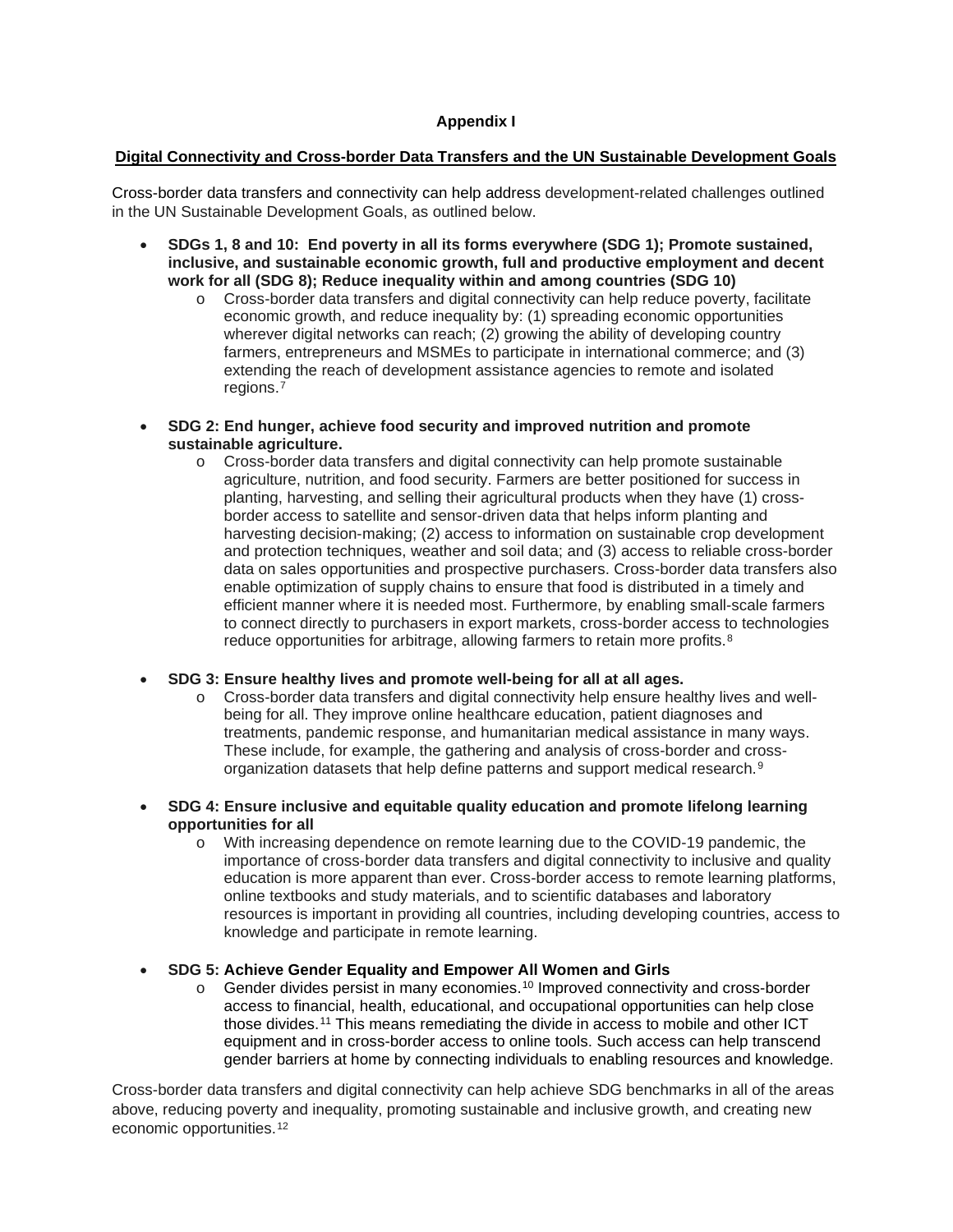**Appendix I**

**Digital Connectivity and Cross-border Data Transfers and the UN Sustainable Development Goals**

Cross-border data transfers and connectivity can help address development-related challenges outlined in the UN Sustainable Development Goals, as outlined below.

- **SDGs 1, 8 and 10: End poverty in all its forms everywhere (SDG 1); Promote sustained, inclusive, and sustainable economic growth, full and productive employment and decent work for all (SDG 8); Reduce inequality within and among countries (SDG 10)**
  - Cross-border data transfers and digital connectivity can help reduce poverty, facilitate economic growth, and reduce inequality by: (1) spreading economic opportunities wherever digital networks can reach; (2) growing the ability of developing country farmers, entrepreneurs and MSMEs to participate in international commerce; and (3) extending the reach of development assistance agencies to remote and isolated regions.[7]

- **SDG 2: End hunger, achieve food security and improved nutrition and promote sustainable agriculture.**
  - Cross-border data transfers and digital connectivity can help promote sustainable agriculture, nutrition, and food security. Farmers are better positioned for success in planting, harvesting, and selling their agricultural products when they have (1) cross-border access to satellite and sensor-driven data that helps inform planting and harvesting decision-making; (2) access to information on sustainable crop development and protection techniques, weather and soil data; and (3) access to reliable cross-border data on sales opportunities and prospective purchasers. Cross-border data transfers also enable optimization of supply chains to ensure that food is distributed in a timely and efficient manner where it is needed most. Furthermore, by enabling small-scale farmers to connect directly to purchasers in export markets, cross-border access to technologies reduce opportunities for arbitrage, allowing farmers to retain more profits.[8]

- **SDG 3: Ensure healthy lives and promote well-being for all at all ages.**
  - Cross-border data transfers and digital connectivity help ensure healthy lives and well-being for all. They improve online healthcare education, patient diagnoses and treatments, pandemic response, and humanitarian medical assistance in many ways. These include, for example, the gathering and analysis of cross-border and cross-organization datasets that help define patterns and support medical research.[9]

- **SDG 4: Ensure inclusive and equitable quality education and promote lifelong learning opportunities for all**
  - With increasing dependence on remote learning due to the COVID-19 pandemic, the importance of cross-border data transfers and digital connectivity to inclusive and quality education is more apparent than ever. Cross-border access to remote learning platforms, online textbooks and study materials, and to scientific databases and laboratory resources is important in providing all countries, including developing countries, access to knowledge and participate in remote learning.

- **SDG 5: Achieve Gender Equality and Empower All Women and Girls**
  - Gender divides persist in many economies.[10] Improved connectivity and cross-border access to financial, health, educational, and occupational opportunities can help close those divides.[11] This means remediating the divide in access to mobile and other ICT equipment and in cross-border access to online tools. Such access can help transcend gender barriers at home by connecting individuals to enabling resources and knowledge.

Cross-border data transfers and digital connectivity can help achieve SDG benchmarks in all of the areas above, reducing poverty and inequality, promoting sustainable and inclusive growth, and creating new economic opportunities.[12]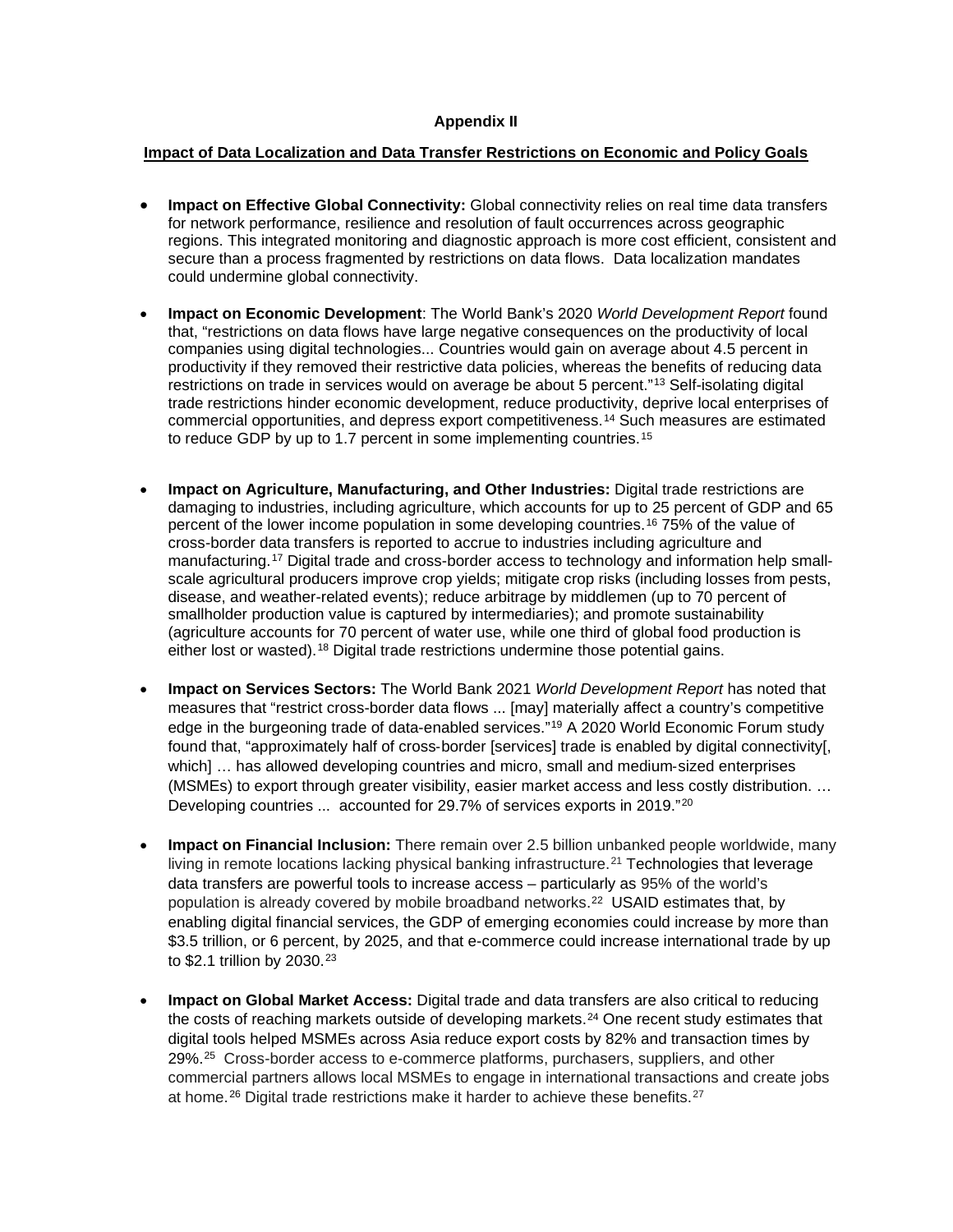**Appendix II**

**Impact of Data Localization and Data Transfer Restrictions on Economic and Policy Goals**

- **Impact on Effective Global Connectivity:** Global connectivity relies on real time data transfers for network performance, resilience and resolution of fault occurrences across geographic regions. This integrated monitoring and diagnostic approach is more cost efficient, consistent and secure than a process fragmented by restrictions on data flows. Data localization mandates could undermine global connectivity.

- **Impact on Economic Development**: The World Bank's 2020 *World Development Report* found that, "restrictions on data flows have large negative consequences on the productivity of local companies using digital technologies... Countries would gain on average about 4.5 percent in productivity if they removed their restrictive data policies, whereas the benefits of reducing data restrictions on trade in services would on average be about 5 percent."[13] Self-isolating digital trade restrictions hinder economic development, reduce productivity, deprive local enterprises of commercial opportunities, and depress export competitiveness.[14] Such measures are estimated to reduce GDP by up to 1.7 percent in some implementing countries.[15]

- **Impact on Agriculture, Manufacturing, and Other Industries:** Digital trade restrictions are damaging to industries, including agriculture, which accounts for up to 25 percent of GDP and 65 percent of the lower income population in some developing countries.[16] 75% of the value of cross-border data transfers is reported to accrue to industries including agriculture and manufacturing.[17] Digital trade and cross-border access to technology and information help small-scale agricultural producers improve crop yields; mitigate crop risks (including losses from pests, disease, and weather-related events); reduce arbitrage by middlemen (up to 70 percent of smallholder production value is captured by intermediaries); and promote sustainability (agriculture accounts for 70 percent of water use, while one third of global food production is either lost or wasted).[18] Digital trade restrictions undermine those potential gains.

- **Impact on Services Sectors:** The World Bank 2021 *World Development Report* has noted that measures that "restrict cross-border data flows ... [may] materially affect a country's competitive edge in the burgeoning trade of data-enabled services."[19] A 2020 World Economic Forum study found that, "approximately half of cross-border [services] trade is enabled by digital connectivity[, which] … has allowed developing countries and micro, small and medium-sized enterprises (MSMEs) to export through greater visibility, easier market access and less costly distribution. … Developing countries ... accounted for 29.7% of services exports in 2019."[20]

- **Impact on Financial Inclusion:** There remain over 2.5 billion unbanked people worldwide, many living in remote locations lacking physical banking infrastructure.[21] Technologies that leverage data transfers are powerful tools to increase access – particularly as 95% of the world's population is already covered by mobile broadband networks.[22] USAID estimates that, by enabling digital financial services, the GDP of emerging economies could increase by more than $3.5 trillion, or 6 percent, by 2025, and that e-commerce could increase international trade by up to $2.1 trillion by 2030.[23]

- **Impact on Global Market Access:** Digital trade and data transfers are also critical to reducing the costs of reaching markets outside of developing markets.[24] One recent study estimates that digital tools helped MSMEs across Asia reduce export costs by 82% and transaction times by 29%.[25] Cross-border access to e-commerce platforms, purchasers, suppliers, and other commercial partners allows local MSMEs to engage in international transactions and create jobs at home.[26] Digital trade restrictions make it harder to achieve these benefits.[27]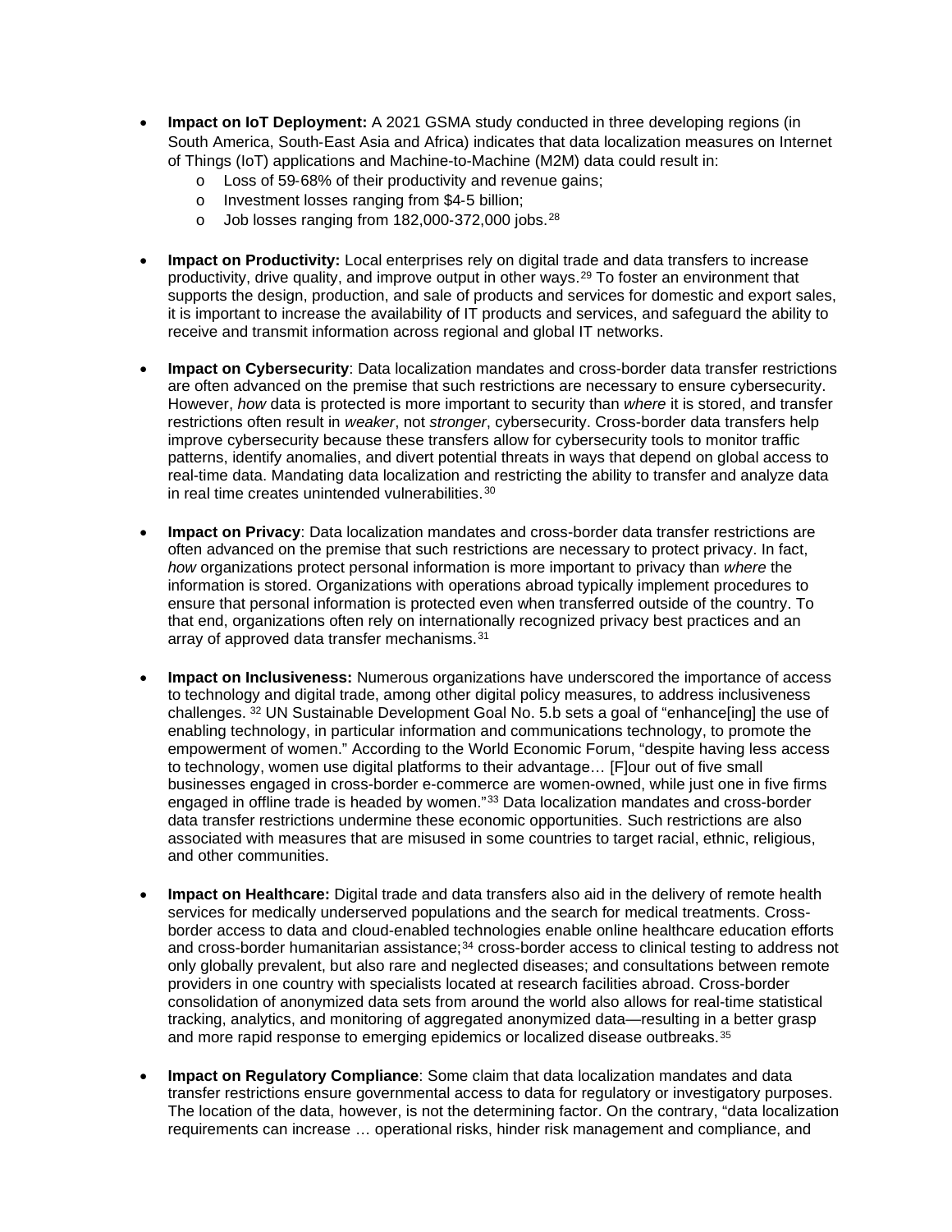- **Impact on IoT Deployment:** A 2021 GSMA study conducted in three developing regions (in South America, South-East Asia and Africa) indicates that data localization measures on Internet of Things (IoT) applications and Machine-to-Machine (M2M) data could result in:
  - Loss of 59-68% of their productivity and revenue gains;
  - Investment losses ranging from $4-5 billion;
  - Job losses ranging from 182,000-372,000 jobs.[28]

- **Impact on Productivity:** Local enterprises rely on digital trade and data transfers to increase productivity, drive quality, and improve output in other ways.[29] To foster an environment that supports the design, production, and sale of products and services for domestic and export sales, it is important to increase the availability of IT products and services, and safeguard the ability to receive and transmit information across regional and global IT networks.

- **Impact on Cybersecurity**: Data localization mandates and cross-border data transfer restrictions are often advanced on the premise that such restrictions are necessary to ensure cybersecurity. However, *how* data is protected is more important to security than *where* it is stored, and transfer restrictions often result in *weaker*, not *stronger*, cybersecurity. Cross-border data transfers help improve cybersecurity because these transfers allow for cybersecurity tools to monitor traffic patterns, identify anomalies, and divert potential threats in ways that depend on global access to real-time data. Mandating data localization and restricting the ability to transfer and analyze data in real time creates unintended vulnerabilities.[30]

- **Impact on Privacy**: Data localization mandates and cross-border data transfer restrictions are often advanced on the premise that such restrictions are necessary to protect privacy. In fact, *how* organizations protect personal information is more important to privacy than *where* the information is stored. Organizations with operations abroad typically implement procedures to ensure that personal information is protected even when transferred outside of the country. To that end, organizations often rely on internationally recognized privacy best practices and an array of approved data transfer mechanisms.[31]

- **Impact on Inclusiveness:** Numerous organizations have underscored the importance of access to technology and digital trade, among other digital policy measures, to address inclusiveness challenges. [32] UN Sustainable Development Goal No. 5.b sets a goal of "enhance[ing] the use of enabling technology, in particular information and communications technology, to promote the empowerment of women." According to the World Economic Forum, "despite having less access to technology, women use digital platforms to their advantage… [F]our out of five small businesses engaged in cross-border e-commerce are women-owned, while just one in five firms engaged in offline trade is headed by women."[33] Data localization mandates and cross-border data transfer restrictions undermine these economic opportunities. Such restrictions are also associated with measures that are misused in some countries to target racial, ethnic, religious, and other communities.

- **Impact on Healthcare:** Digital trade and data transfers also aid in the delivery of remote health services for medically underserved populations and the search for medical treatments. Cross-border access to data and cloud-enabled technologies enable online healthcare education efforts and cross-border humanitarian assistance;[34] cross-border access to clinical testing to address not only globally prevalent, but also rare and neglected diseases; and consultations between remote providers in one country with specialists located at research facilities abroad. Cross-border consolidation of anonymized data sets from around the world also allows for real-time statistical tracking, analytics, and monitoring of aggregated anonymized data—resulting in a better grasp and more rapid response to emerging epidemics or localized disease outbreaks.[35]

- **Impact on Regulatory Compliance**: Some claim that data localization mandates and data transfer restrictions ensure governmental access to data for regulatory or investigatory purposes. The location of the data, however, is not the determining factor. On the contrary, "data localization requirements can increase … operational risks, hinder risk management and compliance, and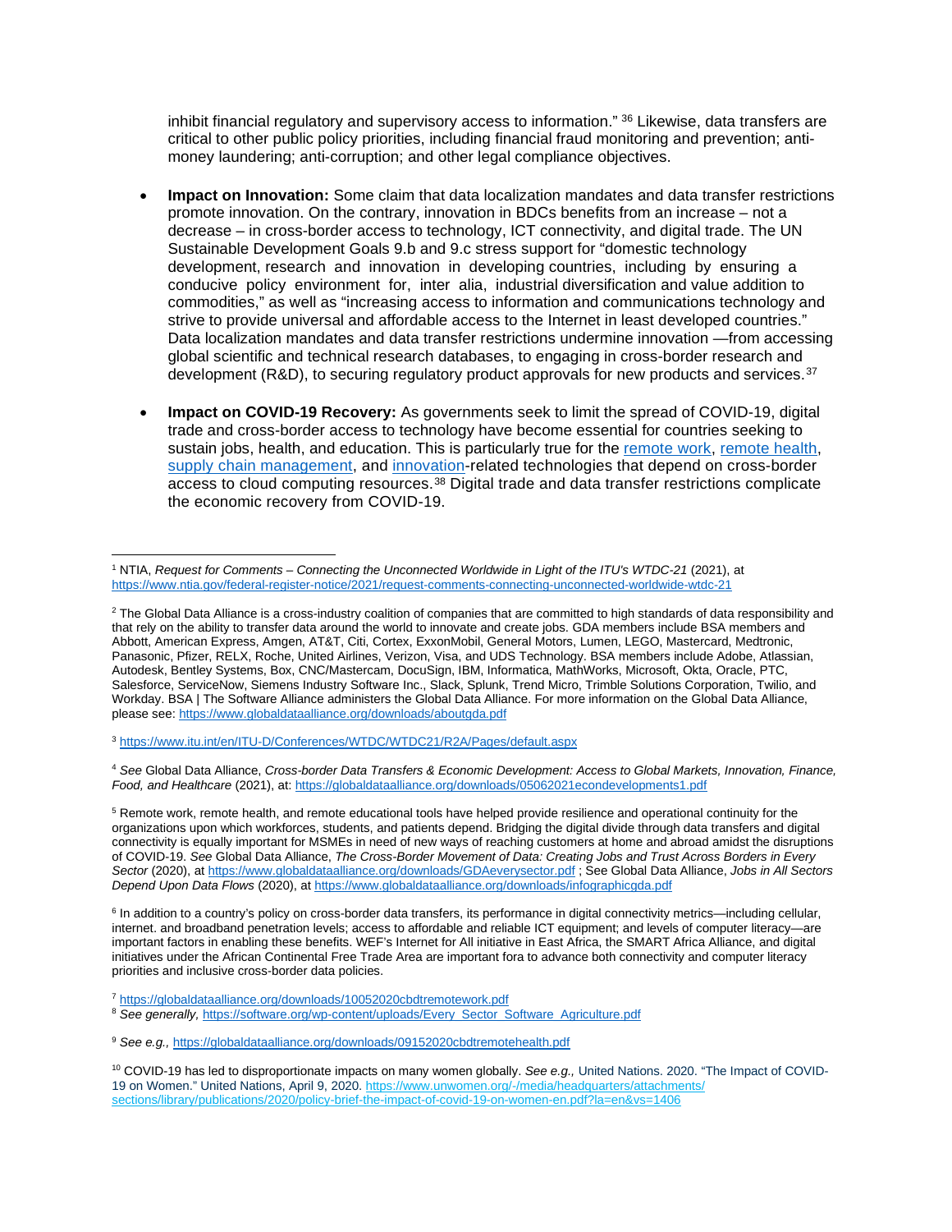inhibit financial regulatory and supervisory access to information." [36] Likewise, data transfers are critical to other public policy priorities, including financial fraud monitoring and prevention; anti-money laundering; anti-corruption; and other legal compliance objectives.

- **Impact on Innovation:** Some claim that data localization mandates and data transfer restrictions promote innovation. On the contrary, innovation in BDCs benefits from an increase – not a decrease – in cross-border access to technology, ICT connectivity, and digital trade. The UN Sustainable Development Goals 9.b and 9.c stress support for "domestic technology development, research and innovation in developing countries, including by ensuring a conducive policy environment for, inter alia, industrial diversification and value addition to commodities," as well as "increasing access to information and communications technology and strive to provide universal and affordable access to the Internet in least developed countries." Data localization mandates and data transfer restrictions undermine innovation —from accessing global scientific and technical research databases, to engaging in cross-border research and development (R&D), to securing regulatory product approvals for new products and services.[37]

- **Impact on COVID-19 Recovery:** As governments seek to limit the spread of COVID-19, digital trade and cross-border access to technology have become essential for countries seeking to sustain jobs, health, and education. This is particularly true for the remote work, remote health, supply chain management, and innovation-related technologies that depend on cross-border access to cloud computing resources.[38] Digital trade and data transfer restrictions complicate the economic recovery from COVID-19.

---

[1] NTIA, *Request for Comments – Connecting the Unconnected Worldwide in Light of the ITU's WTDC-21* (2021), at https://www.ntia.gov/federal-register-notice/2021/request-comments-connecting-unconnected-worldwide-wtdc-21

[2] The Global Data Alliance is a cross-industry coalition of companies that are committed to high standards of data responsibility and that rely on the ability to transfer data around the world to innovate and create jobs. GDA members include BSA members and Abbott, American Express, Amgen, AT&T, Citi, Cortex, ExxonMobil, General Motors, Lumen, LEGO, Mastercard, Medtronic, Panasonic, Pfizer, RELX, Roche, United Airlines, Verizon, Visa, and UDS Technology. BSA members include Adobe, Atlassian, Autodesk, Bentley Systems, Box, CNC/Mastercam, DocuSign, IBM, Informatica, MathWorks, Microsoft, Okta, Oracle, PTC, Salesforce, ServiceNow, Siemens Industry Software Inc., Slack, Splunk, Trend Micro, Trimble Solutions Corporation, Twilio, and Workday. BSA | The Software Alliance administers the Global Data Alliance. For more information on the Global Data Alliance, please see: https://www.globaldataalliance.org/downloads/aboutgda.pdf

[3] https://www.itu.int/en/ITU-D/Conferences/WTDC/WTDC21/R2A/Pages/default.aspx

[4] *See* Global Data Alliance, *Cross-border Data Transfers & Economic Development: Access to Global Markets, Innovation, Finance, Food, and Healthcare* (2021), at: https://globaldataalliance.org/downloads/05062021econdevelopments1.pdf

[5] Remote work, remote health, and remote educational tools have helped provide resilience and operational continuity for the organizations upon which workforces, students, and patients depend. Bridging the digital divide through data transfers and digital connectivity is equally important for MSMEs in need of new ways of reaching customers at home and abroad amidst the disruptions of COVID-19. *See* Global Data Alliance, *The Cross-Border Movement of Data: Creating Jobs and Trust Across Borders in Every Sector* (2020), at https://www.globaldataalliance.org/downloads/GDAeverysector.pdf ; See Global Data Alliance, *Jobs in All Sectors Depend Upon Data Flows* (2020), at https://www.globaldataalliance.org/downloads/infographicgda.pdf

[6] In addition to a country's policy on cross-border data transfers, its performance in digital connectivity metrics—including cellular, internet. and broadband penetration levels; access to affordable and reliable ICT equipment; and levels of computer literacy—are important factors in enabling these benefits. WEF's Internet for All initiative in East Africa, the SMART Africa Alliance, and digital initiatives under the African Continental Free Trade Area are important fora to advance both connectivity and computer literacy priorities and inclusive cross-border data policies.

[7] https://globaldataalliance.org/downloads/10052020cbdtremotework.pdf

[8] *See generally,* https://software.org/wp-content/uploads/Every_Sector_Software_Agriculture.pdf

[9] *See e.g.,* https://globaldataalliance.org/downloads/09152020cbdtremotehealth.pdf

[10] COVID-19 has led to disproportionate impacts on many women globally. *See e.g.,* United Nations. 2020. "The Impact of COVID-19 on Women." United Nations, April 9, 2020. https://www.unwomen.org/-/media/headquarters/attachments/sections/library/publications/2020/policy-brief-the-impact-of-covid-19-on-women-en.pdf?la=en&vs=1406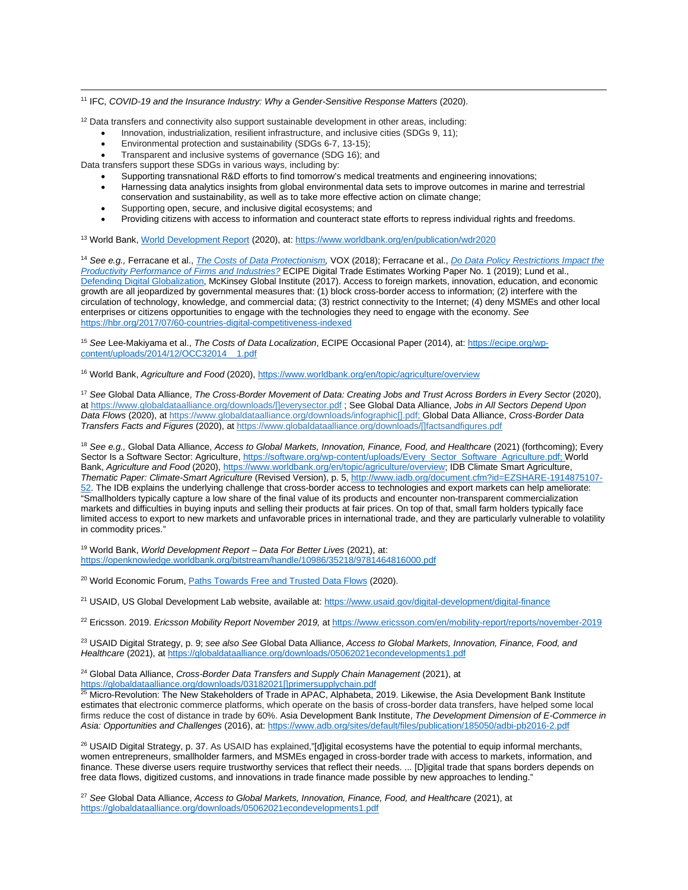[11] IFC, *COVID-19 and the Insurance Industry: Why a Gender-Sensitive Response Matters* (2020).

[12] Data transfers and connectivity also support sustainable development in other areas, including:

- Innovation, industrialization, resilient infrastructure, and inclusive cities (SDGs 9, 11);
- Environmental protection and sustainability (SDGs 6-7, 13-15);
- Transparent and inclusive systems of governance (SDG 16); and

Data transfers support these SDGs in various ways, including by:

- Supporting transnational R&D efforts to find tomorrow's medical treatments and engineering innovations;
- Harnessing data analytics insights from global environmental data sets to improve outcomes in marine and terrestrial conservation and sustainability, as well as to take more effective action on climate change;
- Supporting open, secure, and inclusive digital ecosystems; and
- Providing citizens with access to information and counteract state efforts to repress individual rights and freedoms.

[13] World Bank, World Development Report (2020), at: https://www.worldbank.org/en/publication/wdr2020

[14] *See e.g.,* Ferracane et al., *The Costs of Data Protectionism,* VOX (2018); Ferracane et al., *Do Data Policy Restrictions Impact the Productivity Performance of Firms and Industries?* ECIPE Digital Trade Estimates Working Paper No. 1 (2019); Lund et al., Defending Digital Globalization, McKinsey Global Institute (2017). Access to foreign markets, innovation, education, and economic growth are all jeopardized by governmental measures that: (1) block cross-border access to information; (2) interfere with the circulation of technology, knowledge, and commercial data; (3) restrict connectivity to the Internet; (4) deny MSMEs and other local enterprises or citizens opportunities to engage with the technologies they need to engage with the economy. *See* https://hbr.org/2017/07/60-countries-digital-competitiveness-indexed

[15] *See* Lee-Makiyama et al., *The Costs of Data Localization*, ECIPE Occasional Paper (2014), at: https://ecipe.org/wp-content/uploads/2014/12/OCC32014__1.pdf

[16] World Bank, *Agriculture and Food* (2020), https://www.worldbank.org/en/topic/agriculture/overview

[17] *See* Global Data Alliance, *The Cross-Border Movement of Data: Creating Jobs and Trust Across Borders in Every Sector* (2020), at https://www.globaldataalliance.org/downloads/[]everysector.pdf ; See Global Data Alliance, *Jobs in All Sectors Depend Upon Data Flows* (2020), at https://www.globaldataalliance.org/downloads/infographic[].pdf; Global Data Alliance, *Cross-Border Data Transfers Facts and Figures* (2020), at https://www.globaldataalliance.org/downloads/[]factsandfigures.pdf

[18] *See e.g.,* Global Data Alliance, *Access to Global Markets, Innovation, Finance, Food, and Healthcare* (2021) (forthcoming); Every Sector Is a Software Sector: Agriculture, https://software.org/wp-content/uploads/Every_Sector_Software_Agriculture.pdf; World Bank, *Agriculture and Food* (2020), https://www.worldbank.org/en/topic/agriculture/overview; IDB Climate Smart Agriculture, *Thematic Paper: Climate-Smart Agriculture* (Revised Version), p. 5, http://www.iadb.org/document.cfm?id=EZSHARE-1914875107-52. The IDB explains the underlying challenge that cross-border access to technologies and export markets can help ameliorate: "Smallholders typically capture a low share of the final value of its products and encounter non-transparent commercialization markets and difficulties in buying inputs and selling their products at fair prices. On top of that, small farm holders typically face limited access to export to new markets and unfavorable prices in international trade, and they are particularly vulnerable to volatility in commodity prices."

[19] World Bank, *World Development Report – Data For Better Lives* (2021), at: https://openknowledge.worldbank.org/bitstream/handle/10986/35218/9781464816000.pdf

[20] World Economic Forum, Paths Towards Free and Trusted Data Flows (2020).

[21] USAID, US Global Development Lab website, available at: https://www.usaid.gov/digital-development/digital-finance

[22] Ericsson. 2019. *Ericsson Mobility Report November 2019,* at https://www.ericsson.com/en/mobility-report/reports/november-2019

[23] USAID Digital Strategy, p. 9; *see also See* Global Data Alliance, *Access to Global Markets, Innovation, Finance, Food, and Healthcare* (2021), at https://globaldataalliance.org/downloads/05062021econdevelopments1.pdf

[24] Global Data Alliance, *Cross-Border Data Transfers and Supply Chain Management* (2021), at https://globaldataalliance.org/downloads/03182021[]primersupplychain.pdf

[25] Micro-Revolution: The New Stakeholders of Trade in APAC, Alphabeta, 2019. Likewise, the Asia Development Bank Institute estimates that electronic commerce platforms, which operate on the basis of cross-border data transfers, have helped some local firms reduce the cost of distance in trade by 60%. Asia Development Bank Institute, *The Development Dimension of E-Commerce in Asia: Opportunities and Challenges* (2016), at: https://www.adb.org/sites/default/files/publication/185050/adbi-pb2016-2.pdf

[26] USAID Digital Strategy, p. 37. As USAID has explained,"[d]igital ecosystems have the potential to equip informal merchants, women entrepreneurs, smallholder farmers, and MSMEs engaged in cross-border trade with access to markets, information, and finance. These diverse users require trustworthy services that reflect their needs. ... [D]igital trade that spans borders depends on free data flows, digitized customs, and innovations in trade finance made possible by new approaches to lending."

[27] *See* Global Data Alliance, *Access to Global Markets, Innovation, Finance, Food, and Healthcare* (2021), at https://globaldataalliance.org/downloads/05062021econdevelopments1.pdf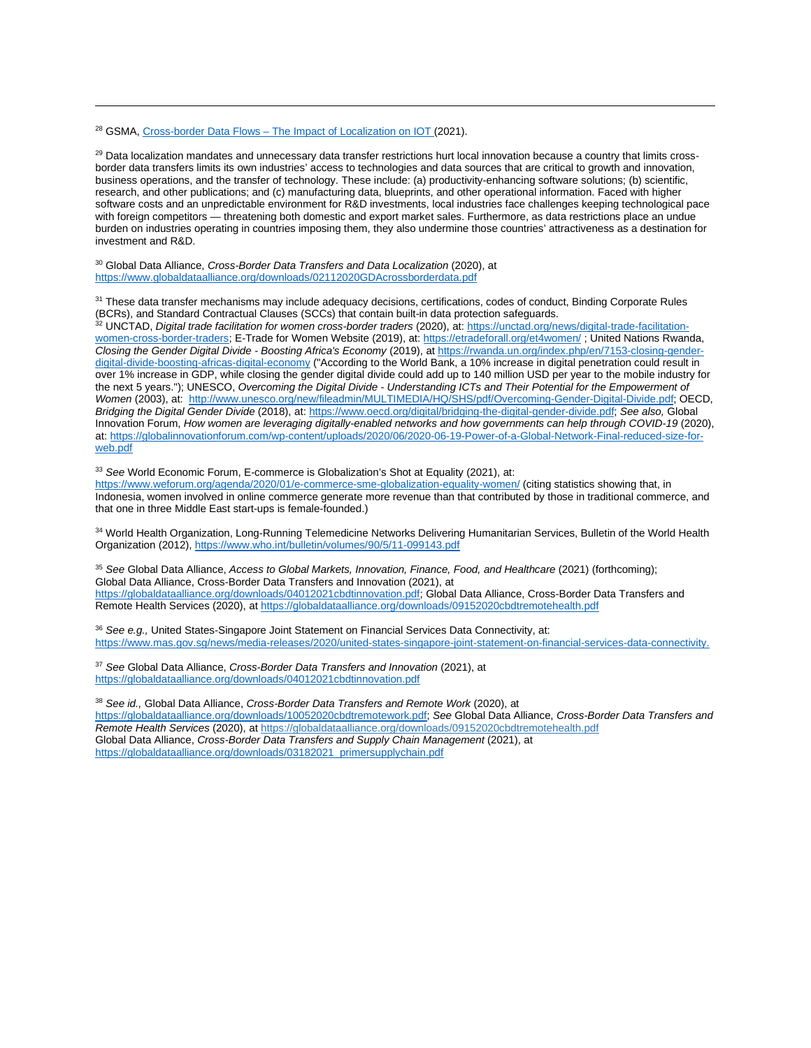[28] GSMA, [Cross-border Data Flows – The Impact of Localization on IOT](#) (2021).

[29] Data localization mandates and unnecessary data transfer restrictions hurt local innovation because a country that limits cross-border data transfers limits its own industries' access to technologies and data sources that are critical to growth and innovation, business operations, and the transfer of technology. These include: (a) productivity-enhancing software solutions; (b) scientific, research, and other publications; and (c) manufacturing data, blueprints, and other operational information. Faced with higher software costs and an unpredictable environment for R&D investments, local industries face challenges keeping technological pace with foreign competitors — threatening both domestic and export market sales. Furthermore, as data restrictions place an undue burden on industries operating in countries imposing them, they also undermine those countries' attractiveness as a destination for investment and R&D.

[30] Global Data Alliance, *Cross-Border Data Transfers and Data Localization* (2020), at https://www.globaldataalliance.org/downloads/02112020GDAcrossborderdata.pdf

[31] These data transfer mechanisms may include adequacy decisions, certifications, codes of conduct, Binding Corporate Rules (BCRs), and Standard Contractual Clauses (SCCs) that contain built-in data protection safeguards.

[32] UNCTAD, *Digital trade facilitation for women cross-border traders* (2020), at: https://unctad.org/news/digital-trade-facilitation-women-cross-border-traders; E-Trade for Women Website (2019), at: https://etradeforall.org/et4women/ ; United Nations Rwanda, *Closing the Gender Digital Divide - Boosting Africa's Economy* (2019), at https://rwanda.un.org/index.php/en/7153-closing-gender-digital-divide-boosting-africas-digital-economy ("According to the World Bank, a 10% increase in digital penetration could result in over 1% increase in GDP, while closing the gender digital divide could add up to 140 million USD per year to the mobile industry for the next 5 years."); UNESCO, *Overcoming the Digital Divide - Understanding ICTs and Their Potential for the Empowerment of Women* (2003), at: http://www.unesco.org/new/fileadmin/MULTIMEDIA/HQ/SHS/pdf/Overcoming-Gender-Digital-Divide.pdf; OECD, *Bridging the Digital Gender Divide* (2018), at: https://www.oecd.org/digital/bridging-the-digital-gender-divide.pdf; *See also,* Global Innovation Forum, *How women are leveraging digitally-enabled networks and how governments can help through COVID-19* (2020), at: https://globalinnovationforum.com/wp-content/uploads/2020/06/2020-06-19-Power-of-a-Global-Network-Final-reduced-size-for-web.pdf

[33] *See* World Economic Forum, E-commerce is Globalization's Shot at Equality (2021), at: https://www.weforum.org/agenda/2020/01/e-commerce-sme-globalization-equality-women/ (citing statistics showing that, in Indonesia, women involved in online commerce generate more revenue than that contributed by those in traditional commerce, and that one in three Middle East start-ups is female-founded.)

[34] World Health Organization, Long-Running Telemedicine Networks Delivering Humanitarian Services, Bulletin of the World Health Organization (2012), https://www.who.int/bulletin/volumes/90/5/11-099143.pdf

[35] *See* Global Data Alliance, *Access to Global Markets, Innovation, Finance, Food, and Healthcare* (2021) (forthcoming); Global Data Alliance, Cross-Border Data Transfers and Innovation (2021), at https://globaldataalliance.org/downloads/04012021cbdtinnovation.pdf; Global Data Alliance, Cross-Border Data Transfers and Remote Health Services (2020), at https://globaldataalliance.org/downloads/09152020cbdtremotehealth.pdf

[36] *See e.g.,* United States-Singapore Joint Statement on Financial Services Data Connectivity, at: https://www.mas.gov.sg/news/media-releases/2020/united-states-singapore-joint-statement-on-financial-services-data-connectivity.

[37] *See* Global Data Alliance, *Cross-Border Data Transfers and Innovation* (2021), at https://globaldataalliance.org/downloads/04012021cbdtinnovation.pdf

[38] *See id.,* Global Data Alliance, *Cross-Border Data Transfers and Remote Work* (2020), at https://globaldataalliance.org/downloads/10052020cbdtremotework.pdf; *See* Global Data Alliance, *Cross-Border Data Transfers and Remote Health Services* (2020), at https://globaldataalliance.org/downloads/09152020cbdtremotehealth.pdf
Global Data Alliance, *Cross-Border Data Transfers and Supply Chain Management* (2021), at https://globaldataalliance.org/downloads/03182021_primersupplychain.pdf